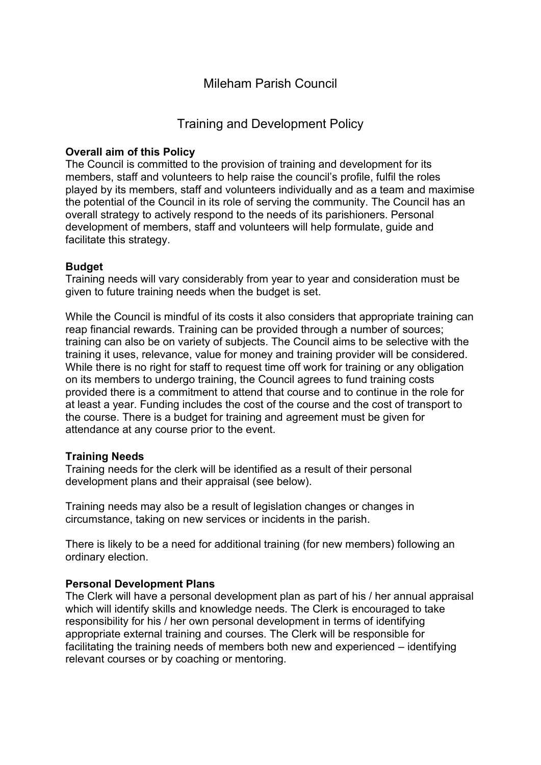# Mileham Parish Council

## Training and Development Policy

**Overall aim of this Policy**

The Council is committed to the provision of training and development for its members, staff and volunteers to help raise the council's profile, fulfil the roles played by its members, staff and volunteers individually and as a team and maximise the potential of the Council in its role of serving the community. The Council has an overall strategy to actively respond to the needs of its parishioners. Personal development of members, staff and volunteers will help formulate, guide and facilitate this strategy.

**Budget**

Training needs will vary considerably from year to year and consideration must be given to future training needs when the budget is set.

While the Council is mindful of its costs it also considers that appropriate training can reap financial rewards. Training can be provided through a number of sources; training can also be on variety of subjects. The Council aims to be selective with the training it uses, relevance, value for money and training provider will be considered. While there is no right for staff to request time off work for training or any obligation on its members to undergo training, the Council agrees to fund training costs provided there is a commitment to attend that course and to continue in the role for at least a year. Funding includes the cost of the course and the cost of transport to the course. There is a budget for training and agreement must be given for attendance at any course prior to the event.

**Training Needs**

Training needs for the clerk will be identified as a result of their personal development plans and their appraisal (see below).

Training needs may also be a result of legislation changes or changes in circumstance, taking on new services or incidents in the parish.

There is likely to be a need for additional training (for new members) following an ordinary election.

**Personal Development Plans**

The Clerk will have a personal development plan as part of his / her annual appraisal which will identify skills and knowledge needs. The Clerk is encouraged to take responsibility for his / her own personal development in terms of identifying appropriate external training and courses. The Clerk will be responsible for facilitating the training needs of members both new and experienced – identifying relevant courses or by coaching or mentoring.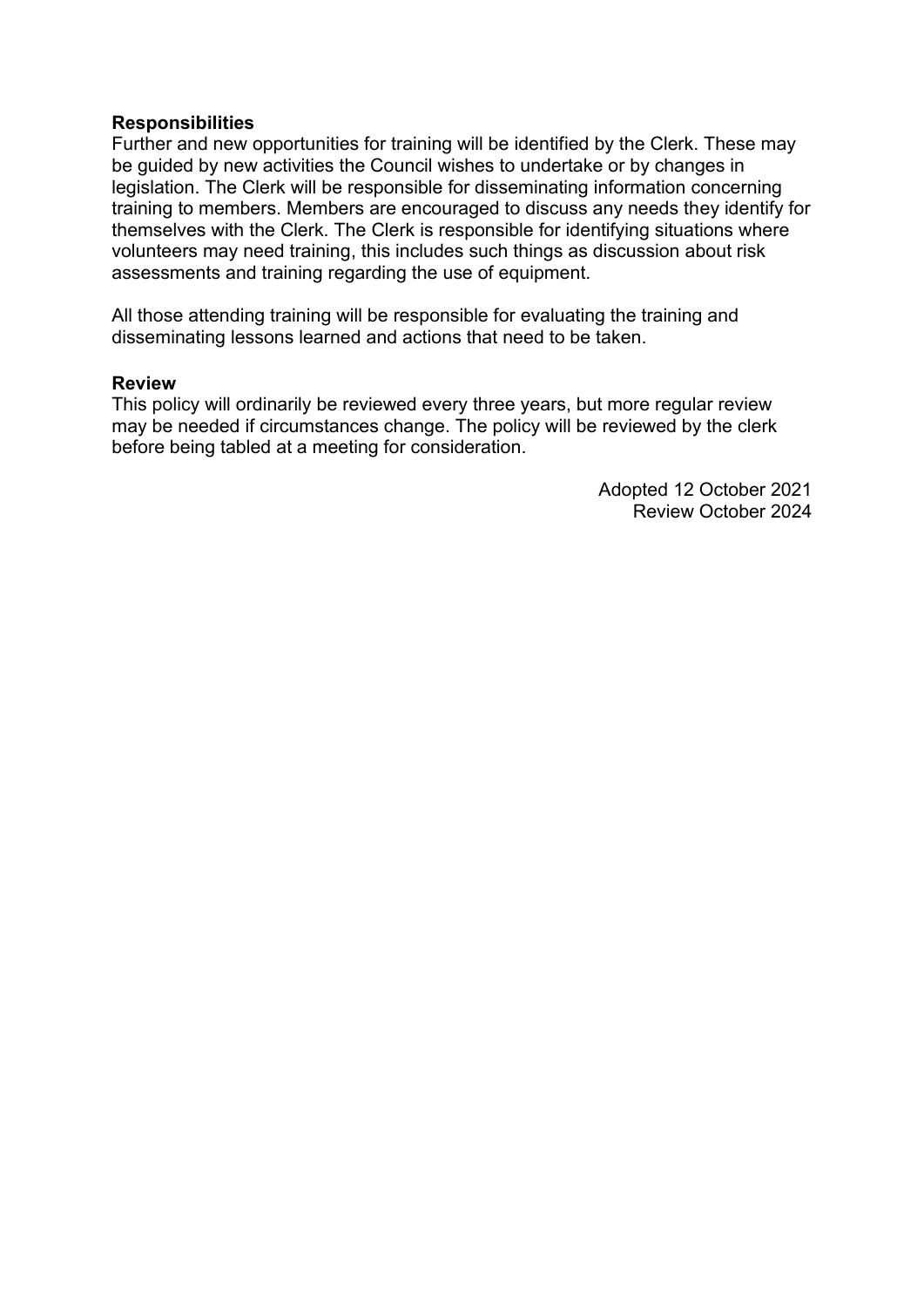**Responsibilities**

Further and new opportunities for training will be identified by the Clerk. These may be guided by new activities the Council wishes to undertake or by changes in legislation. The Clerk will be responsible for disseminating information concerning training to members. Members are encouraged to discuss any needs they identify for themselves with the Clerk. The Clerk is responsible for identifying situations where volunteers may need training, this includes such things as discussion about risk assessments and training regarding the use of equipment.

All those attending training will be responsible for evaluating the training and disseminating lessons learned and actions that need to be taken.

**Review**

This policy will ordinarily be reviewed every three years, but more regular review may be needed if circumstances change. The policy will be reviewed by the clerk before being tabled at a meeting for consideration.

Adopted 12 October 2021
Review October 2024